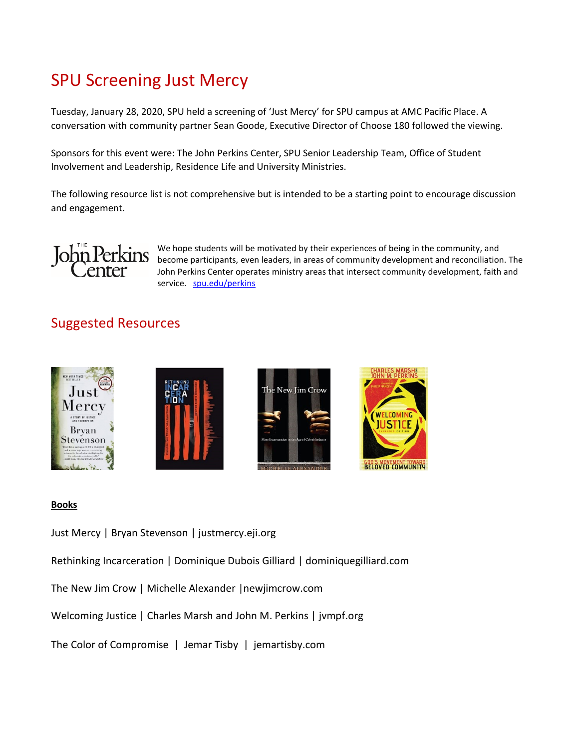# SPU Screening Just Mercy

Tuesday, January 28, 2020, SPU held a screening of 'Just Mercy' for SPU campus at AMC Pacific Place. A conversation with community partner Sean Goode, Executive Director of Choose 180 followed the viewing.

Sponsors for this event were: The John Perkins Center, SPU Senior Leadership Team, Office of Student Involvement and Leadership, Residence Life and University Ministries.

The following resource list is not comprehensive but is intended to be a starting point to encourage discussion and engagement.

We hope students will be motivated by their experiences of being in the community, and become participants, even leaders, in areas of community development and reconciliation. The John Perkins Center operates ministry areas that intersect community development, faith and service. spu.edu/perkins

## Suggested Resources

**Books**

Just Mercy | Bryan Stevenson | justmercy.eji.org

Rethinking Incarceration | Dominique Dubois Gilliard | dominiquegilliard.com

The New Jim Crow | Michelle Alexander |newjimcrow.com

Welcoming Justice | Charles Marsh and John M. Perkins | jvmpf.org

The Color of Compromise | Jemar Tisby | jemartisby.com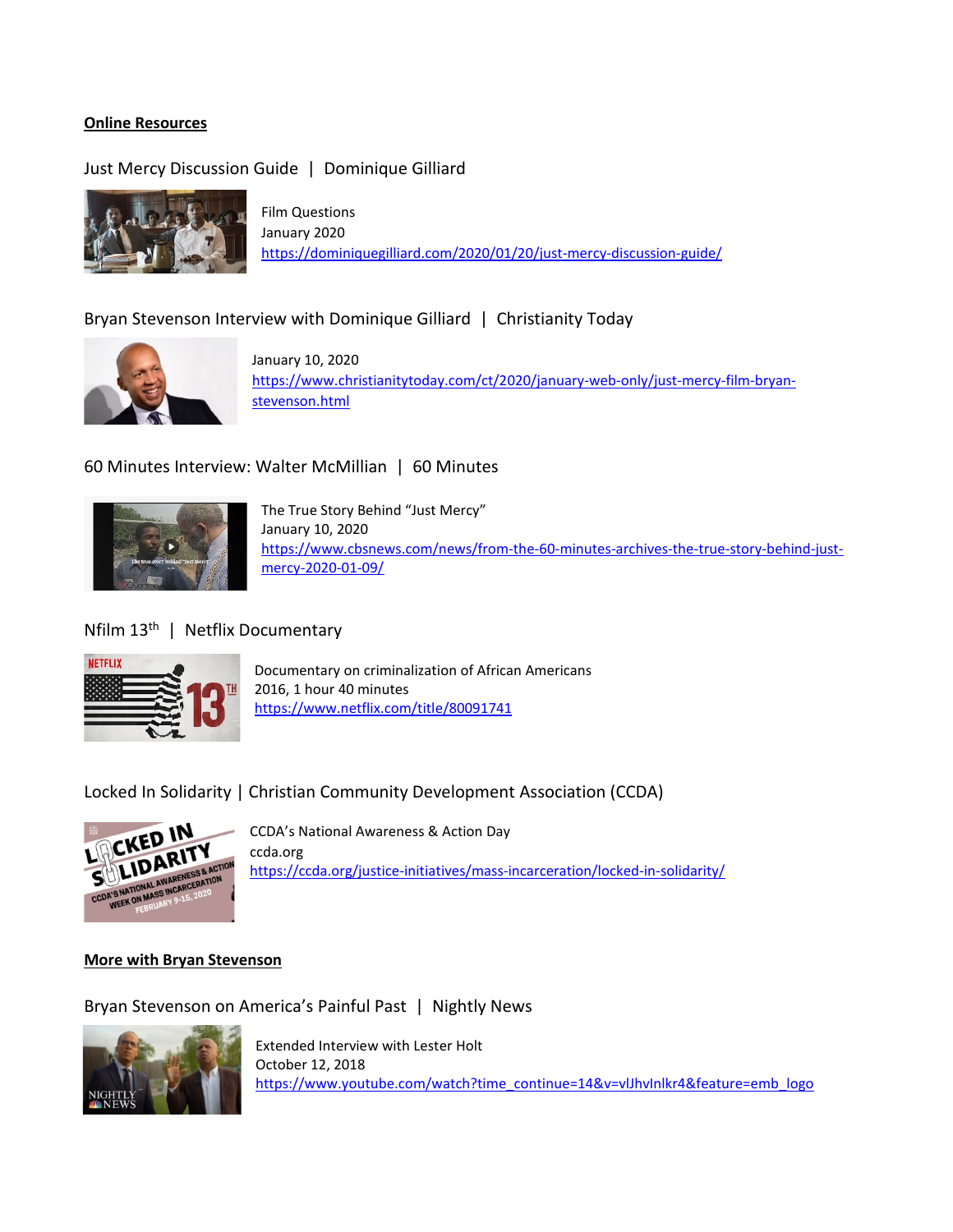**Online Resources**

Just Mercy Discussion Guide | Dominique Gilliard

Film Questions
January 2020
https://dominiquegilliard.com/2020/01/20/just-mercy-discussion-guide/

Bryan Stevenson Interview with Dominique Gilliard | Christianity Today

January 10, 2020
https://www.christianitytoday.com/ct/2020/january-web-only/just-mercy-film-bryan-stevenson.html

60 Minutes Interview: Walter McMillian | 60 Minutes

The True Story Behind "Just Mercy"
January 10, 2020
https://www.cbsnews.com/news/from-the-60-minutes-archives-the-true-story-behind-just-mercy-2020-01-09/

Nfilm 13th | Netflix Documentary

Documentary on criminalization of African Americans
2016, 1 hour 40 minutes
https://www.netflix.com/title/80091741

Locked In Solidarity | Christian Community Development Association (CCDA)

CCDA's National Awareness & Action Day
ccda.org
https://ccda.org/justice-initiatives/mass-incarceration/locked-in-solidarity/

**More with Bryan Stevenson**

Bryan Stevenson on America's Painful Past | Nightly News

Extended Interview with Lester Holt
October 12, 2018
https://www.youtube.com/watch?time_continue=14&v=vlJhvlnlkr4&feature=emb_logo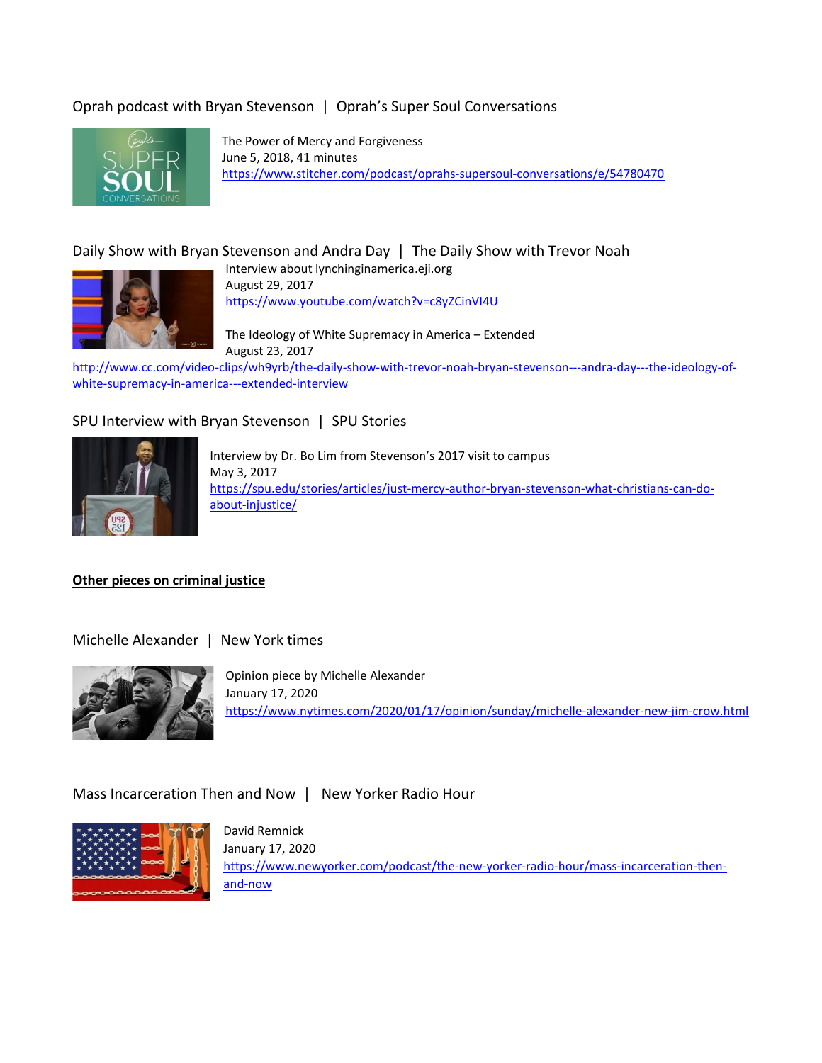Oprah podcast with Bryan Stevenson | Oprah's Super Soul Conversations

The Power of Mercy and Forgiveness
June 5, 2018, 41 minutes
https://www.stitcher.com/podcast/oprahs-supersoul-conversations/e/54780470

Daily Show with Bryan Stevenson and Andra Day | The Daily Show with Trevor Noah

Interview about lynchinginamerica.eji.org
August 29, 2017
https://www.youtube.com/watch?v=c8yZCinVI4U

The Ideology of White Supremacy in America – Extended
August 23, 2017
http://www.cc.com/video-clips/wh9yrb/the-daily-show-with-trevor-noah-bryan-stevenson---andra-day---the-ideology-of-white-supremacy-in-america---extended-interview

SPU Interview with Bryan Stevenson | SPU Stories

Interview by Dr. Bo Lim from Stevenson's 2017 visit to campus
May 3, 2017
https://spu.edu/stories/articles/just-mercy-author-bryan-stevenson-what-christians-can-do-about-injustice/

**Other pieces on criminal justice**

Michelle Alexander | New York times

Opinion piece by Michelle Alexander
January 17, 2020
https://www.nytimes.com/2020/01/17/opinion/sunday/michelle-alexander-new-jim-crow.html

Mass Incarceration Then and Now | New Yorker Radio Hour

David Remnick
January 17, 2020
https://www.newyorker.com/podcast/the-new-yorker-radio-hour/mass-incarceration-then-and-now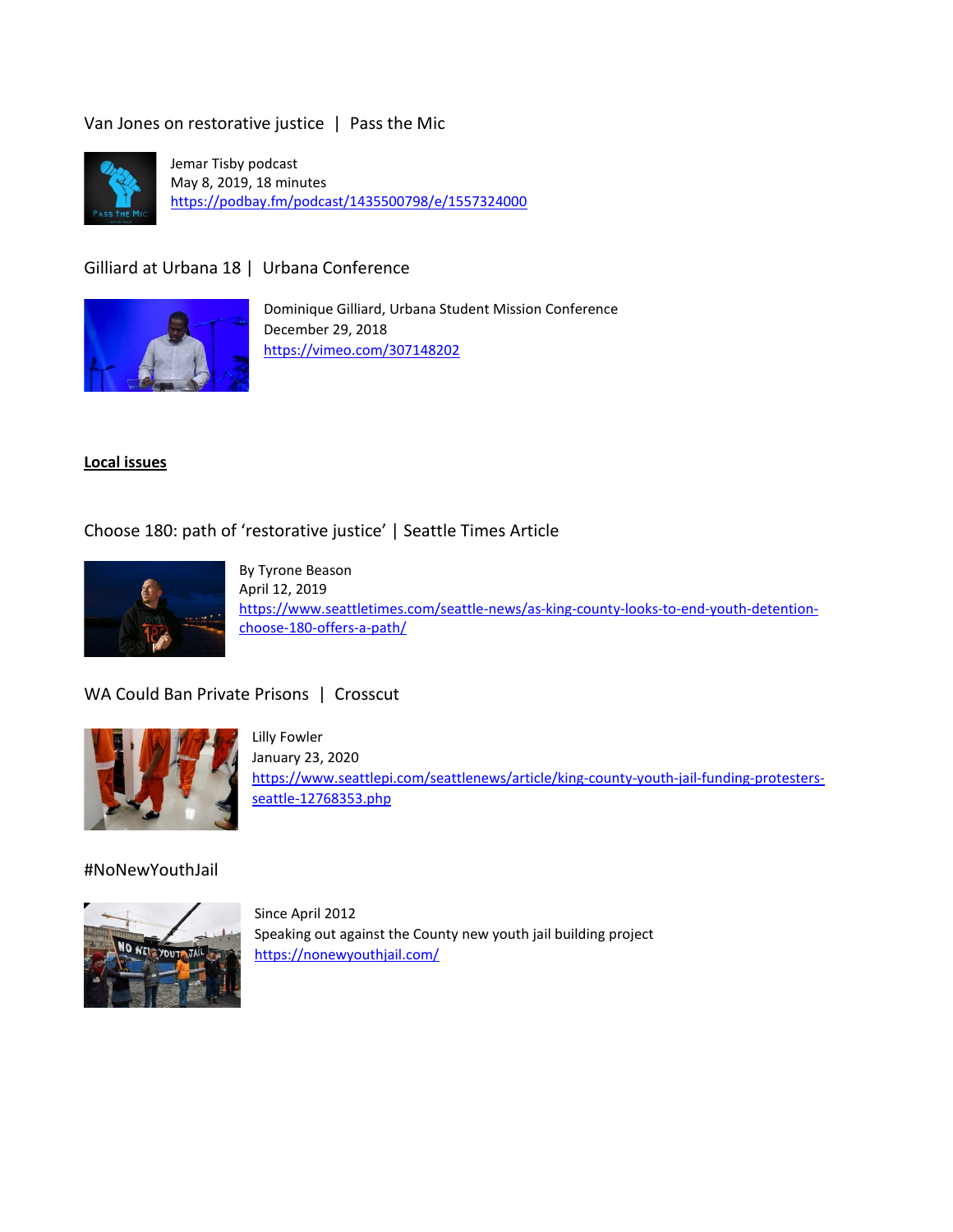Van Jones on restorative justice | Pass the Mic

Jemar Tisby podcast
May 8, 2019, 18 minutes
https://podbay.fm/podcast/1435500798/e/1557324000

Gilliard at Urbana 18 | Urbana Conference

Dominique Gilliard, Urbana Student Mission Conference
December 29, 2018
https://vimeo.com/307148202

**Local issues**

Choose 180: path of 'restorative justice' | Seattle Times Article

By Tyrone Beason
April 12, 2019
https://www.seattletimes.com/seattle-news/as-king-county-looks-to-end-youth-detention-choose-180-offers-a-path/

WA Could Ban Private Prisons | Crosscut

Lilly Fowler
January 23, 2020
https://www.seattlepi.com/seattlenews/article/king-county-youth-jail-funding-protesters-seattle-12768353.php

#NoNewYouthJail

Since April 2012
Speaking out against the County new youth jail building project
https://nonewyouthjail.com/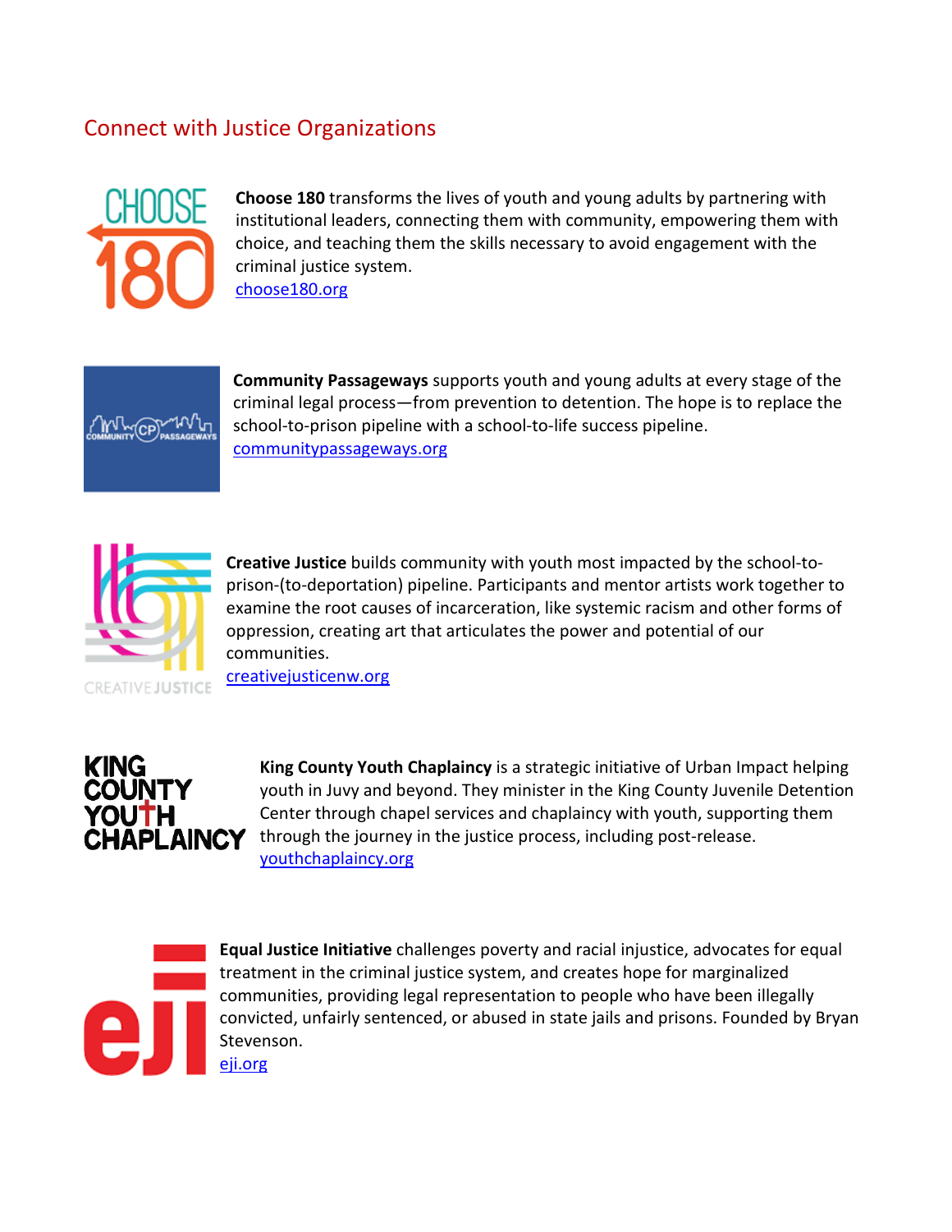## Connect with Justice Organizations

**Choose 180** transforms the lives of youth and young adults by partnering with institutional leaders, connecting them with community, empowering them with choice, and teaching them the skills necessary to avoid engagement with the criminal justice system.
choose180.org

**Community Passageways** supports youth and young adults at every stage of the criminal legal process—from prevention to detention. The hope is to replace the school-to-prison pipeline with a school-to-life success pipeline.
communitypassageways.org

**Creative Justice** builds community with youth most impacted by the school-to-prison-(to-deportation) pipeline. Participants and mentor artists work together to examine the root causes of incarceration, like systemic racism and other forms of oppression, creating art that articulates the power and potential of our communities.
creativejusticenw.org

**King County Youth Chaplaincy** is a strategic initiative of Urban Impact helping youth in Juvy and beyond. They minister in the King County Juvenile Detention Center through chapel services and chaplaincy with youth, supporting them through the journey in the justice process, including post-release.
youthchaplaincy.org

**Equal Justice Initiative** challenges poverty and racial injustice, advocates for equal treatment in the criminal justice system, and creates hope for marginalized communities, providing legal representation to people who have been illegally convicted, unfairly sentenced, or abused in state jails and prisons. Founded by Bryan Stevenson.
eji.org